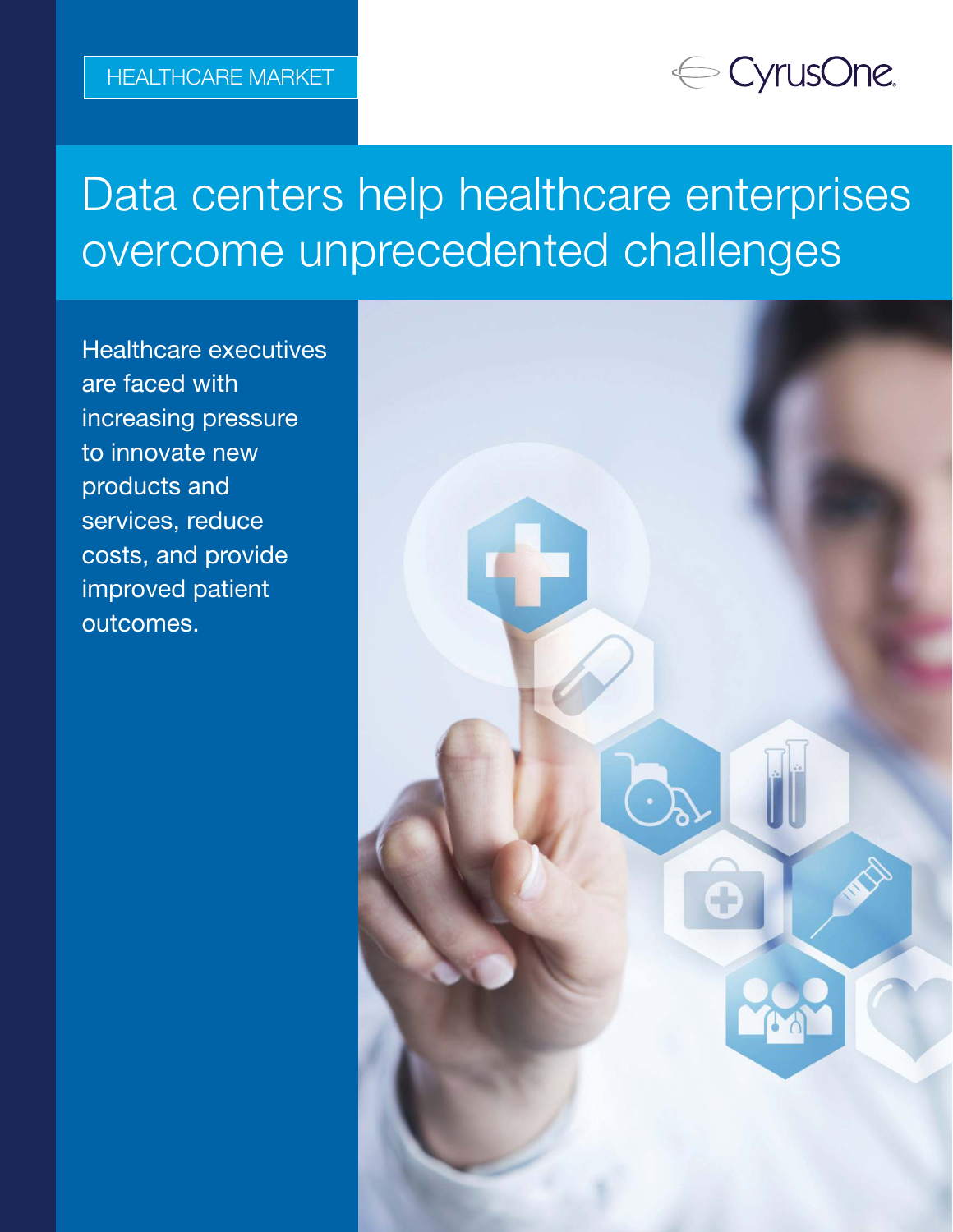HEALTHCARE MARKET

CyrusOne

# Data centers help healthcare enterprises overcome unprecedented challenges

Healthcare executives are faced with increasing pressure to innovate new products and services, reduce costs, and provide improved patient outcomes.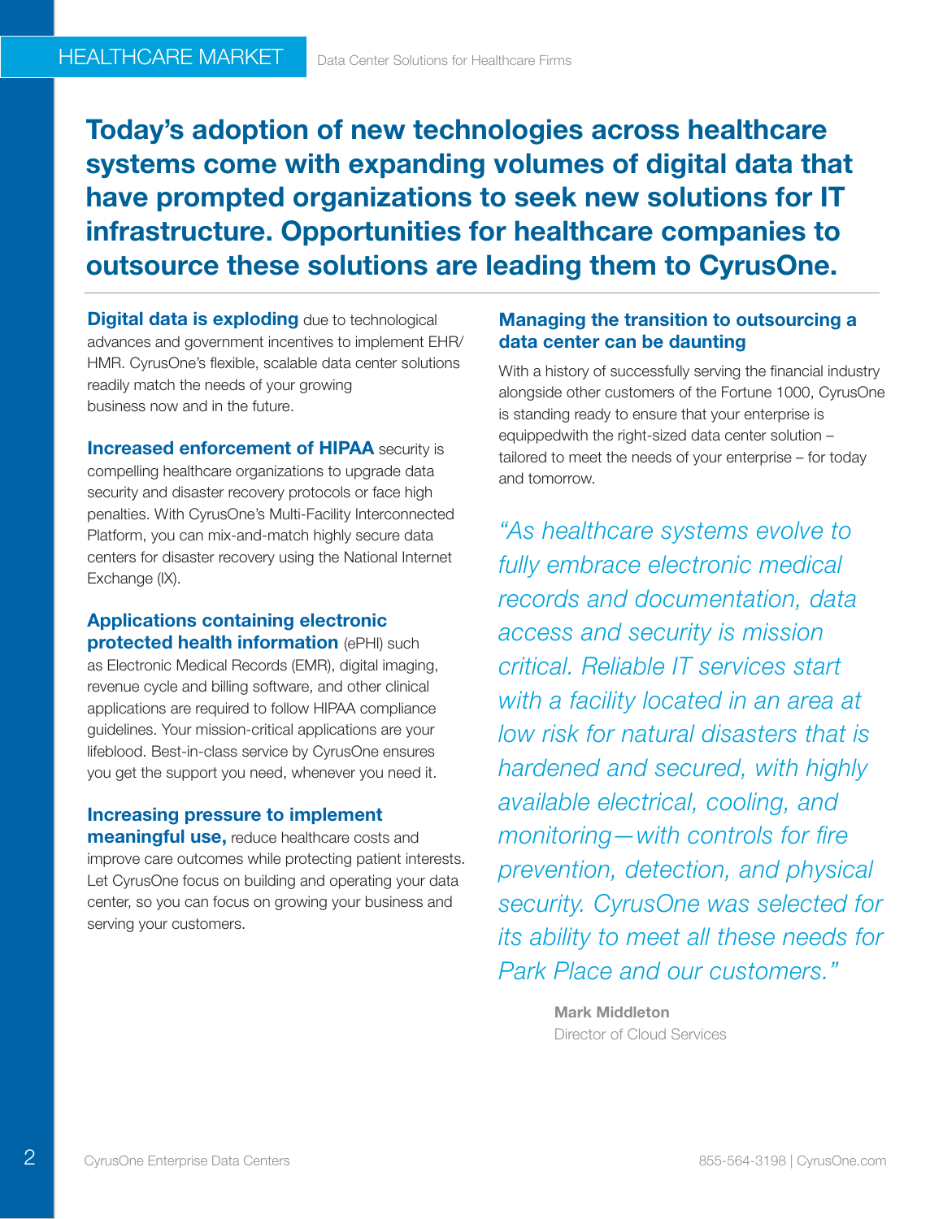**Today's adoption of new technologies across healthcare systems come with expanding volumes of digital data that have prompted organizations to seek new solutions for IT infrastructure. Opportunities for healthcare companies to outsource these solutions are leading them to CyrusOne.**

**Digital data is exploding** due to technological advances and government incentives to implement EHR/HMR. CyrusOne's flexible, scalable data center solutions readily match the needs of your growing business now and in the future.

**Increased enforcement of HIPAA** security is compelling healthcare organizations to upgrade data security and disaster recovery protocols or face high penalties. With CyrusOne's Multi-Facility Interconnected Platform, you can mix-and-match highly secure data centers for disaster recovery using the National Internet Exchange (IX).

**Applications containing electronic protected health information** (ePHI) such as Electronic Medical Records (EMR), digital imaging, revenue cycle and billing software, and other clinical applications are required to follow HIPAA compliance guidelines. Your mission-critical applications are your lifeblood. Best-in-class service by CyrusOne ensures you get the support you need, whenever you need it.

**Increasing pressure to implement meaningful use,** reduce healthcare costs and improve care outcomes while protecting patient interests. Let CyrusOne focus on building and operating your data center, so you can focus on growing your business and serving your customers.

### Managing the transition to outsourcing a data center can be daunting

With a history of successfully serving the financial industry alongside other customers of the Fortune 1000, CyrusOne is standing ready to ensure that your enterprise is equippedwith the right-sized data center solution – tailored to meet the needs of your enterprise – for today and tomorrow.

*"As healthcare systems evolve to fully embrace electronic medical records and documentation, data access and security is mission critical. Reliable IT services start with a facility located in an area at low risk for natural disasters that is hardened and secured, with highly available electrical, cooling, and monitoring—with controls for fire prevention, detection, and physical security. CyrusOne was selected for its ability to meet all these needs for Park Place and our customers."*

**Mark Middleton**
Director of Cloud Services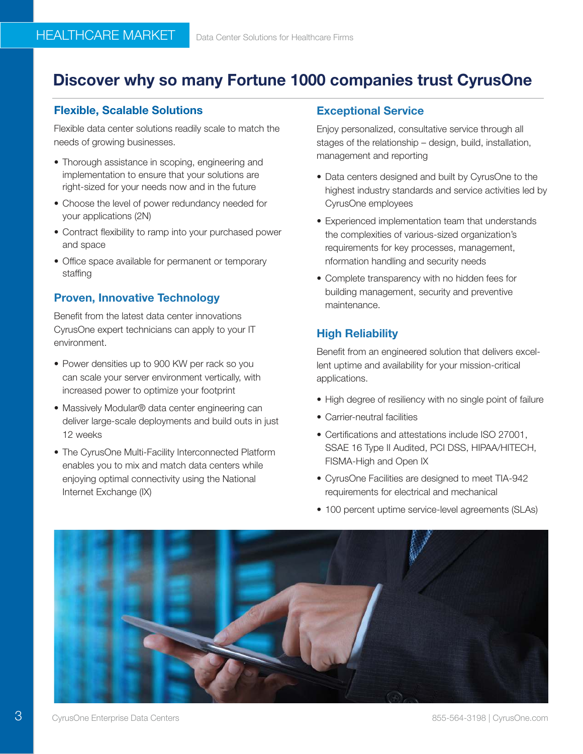HEALTHCARE MARKET

Data Center Solutions for Healthcare Firms

# Discover why so many Fortune 1000 companies trust CyrusOne

## Flexible, Scalable Solutions

Flexible data center solutions readily scale to match the needs of growing businesses.

- Thorough assistance in scoping, engineering and implementation to ensure that your solutions are right-sized for your needs now and in the future
- Choose the level of power redundancy needed for your applications (2N)
- Contract flexibility to ramp into your purchased power and space
- Office space available for permanent or temporary staffing

## Proven, Innovative Technology

Benefit from the latest data center innovations CyrusOne expert technicians can apply to your IT environment.

- Power densities up to 900 KW per rack so you can scale your server environment vertically, with increased power to optimize your footprint
- Massively Modular® data center engineering can deliver large-scale deployments and build outs in just 12 weeks
- The CyrusOne Multi-Facility Interconnected Platform enables you to mix and match data centers while enjoying optimal connectivity using the National Internet Exchange (IX)

## Exceptional Service

Enjoy personalized, consultative service through all stages of the relationship – design, build, installation, management and reporting

- Data centers designed and built by CyrusOne to the highest industry standards and service activities led by CyrusOne employees
- Experienced implementation team that understands the complexities of various-sized organization's requirements for key processes, management, nformation handling and security needs
- Complete transparency with no hidden fees for building management, security and preventive maintenance.

## High Reliability

Benefit from an engineered solution that delivers excellent uptime and availability for your mission-critical applications.

- High degree of resiliency with no single point of failure
- Carrier-neutral facilities
- Certifications and attestations include ISO 27001, SSAE 16 Type II Audited, PCI DSS, HIPAA/HITECH, FISMA-High and Open IX
- CyrusOne Facilities are designed to meet TIA-942 requirements for electrical and mechanical
- 100 percent uptime service-level agreements (SLAs)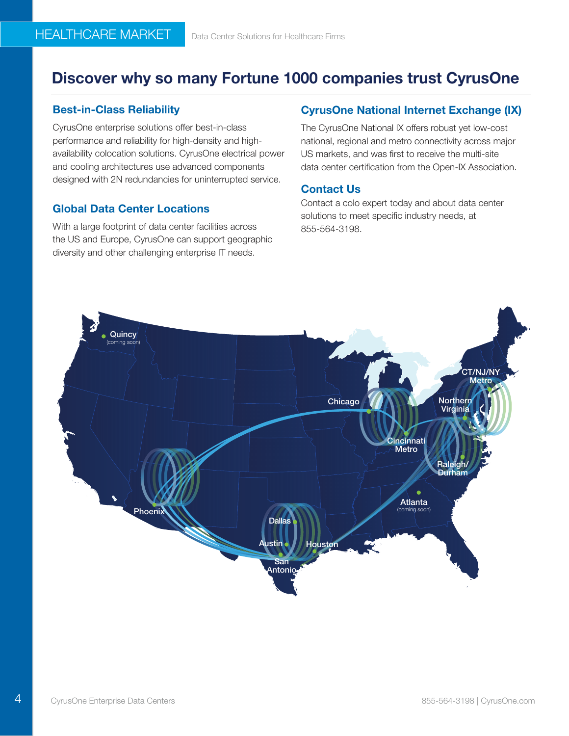# Discover why so many Fortune 1000 companies trust CyrusOne

## Best-in-Class Reliability

CyrusOne enterprise solutions offer best-in-class performance and reliability for high-density and high-availability colocation solutions. CyrusOne electrical power and cooling architectures use advanced components designed with 2N redundancies for uninterrupted service.

## Global Data Center Locations

With a large footprint of data center facilities across the US and Europe, CyrusOne can support geographic diversity and other challenging enterprise IT needs.

## CyrusOne National Internet Exchange (IX)

The CyrusOne National IX offers robust yet low-cost national, regional and metro connectivity across major US markets, and was first to receive the multi-site data center certification from the Open-IX Association.

## Contact Us

Contact a colo expert today and about data center solutions to meet specific industry needs, at 855-564-3198.

Quincy (coming soon)

Chicago

CT/NJ/NY Metro

Northern Virginia

Cincinnati Metro

Raleigh/ Durham

Atlanta (coming soon)

Phoenix

Dallas

Austin

Houston

San Antonio